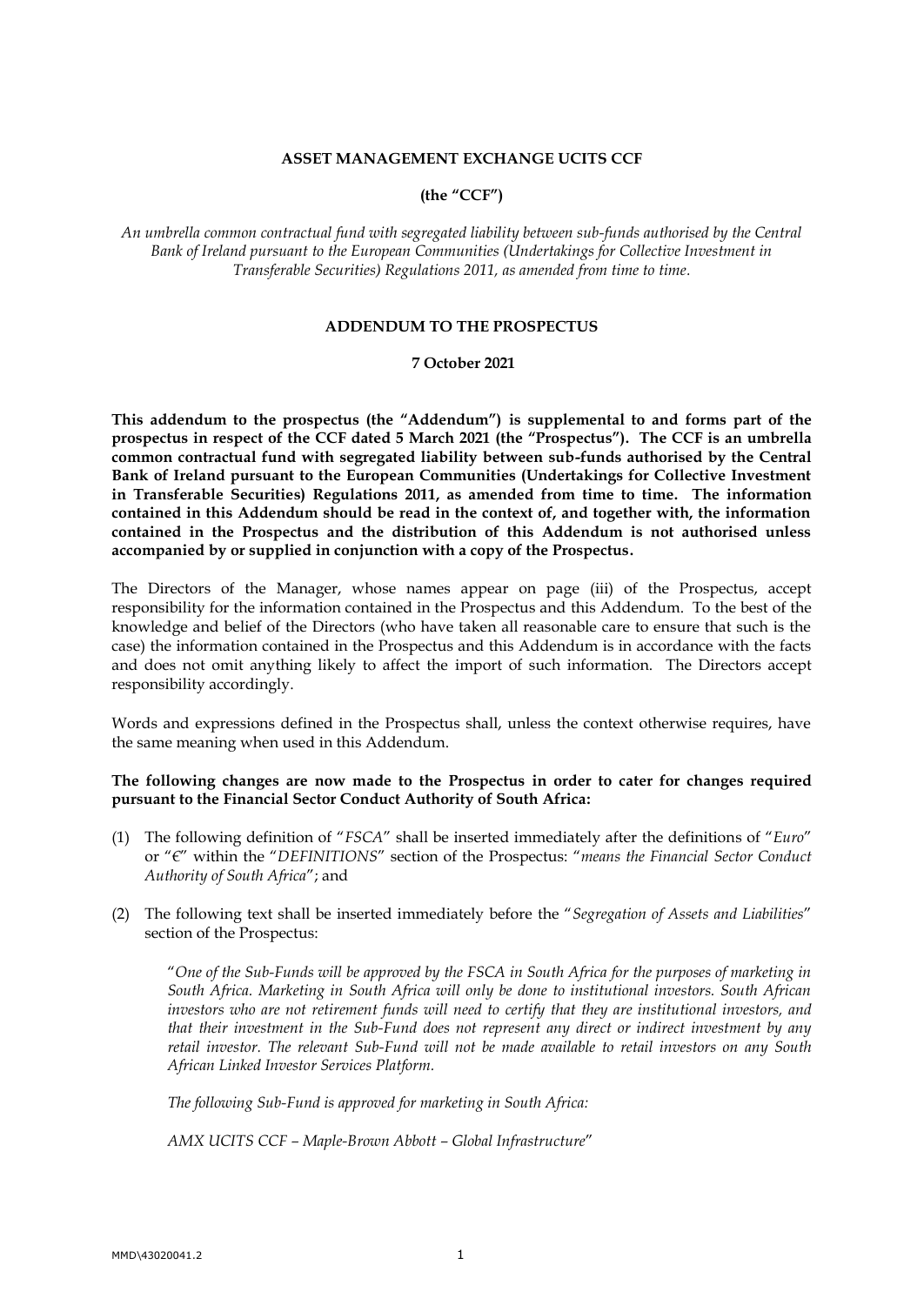**ASSET MANAGEMENT EXCHANGE UCITS CCF**

**(the "CCF")**

*An umbrella common contractual fund with segregated liability between sub-funds authorised by the Central Bank of Ireland pursuant to the European Communities (Undertakings for Collective Investment in Transferable Securities) Regulations 2011, as amended from time to time.*

**ADDENDUM TO THE PROSPECTUS**

**7 October 2021**

**This addendum to the prospectus (the "Addendum") is supplemental to and forms part of the prospectus in respect of the CCF dated 5 March 2021 (the "Prospectus"). The CCF is an umbrella common contractual fund with segregated liability between sub-funds authorised by the Central Bank of Ireland pursuant to the European Communities (Undertakings for Collective Investment in Transferable Securities) Regulations 2011, as amended from time to time. The information contained in this Addendum should be read in the context of, and together with, the information contained in the Prospectus and the distribution of this Addendum is not authorised unless accompanied by or supplied in conjunction with a copy of the Prospectus.**

The Directors of the Manager, whose names appear on page (iii) of the Prospectus, accept responsibility for the information contained in the Prospectus and this Addendum. To the best of the knowledge and belief of the Directors (who have taken all reasonable care to ensure that such is the case) the information contained in the Prospectus and this Addendum is in accordance with the facts and does not omit anything likely to affect the import of such information. The Directors accept responsibility accordingly.

Words and expressions defined in the Prospectus shall, unless the context otherwise requires, have the same meaning when used in this Addendum.

**The following changes are now made to the Prospectus in order to cater for changes required pursuant to the Financial Sector Conduct Authority of South Africa:**

(1) The following definition of "*FSCA*" shall be inserted immediately after the definitions of "*Euro*" or "€" within the "*DEFINITIONS*" section of the Prospectus: "*means the Financial Sector Conduct Authority of South Africa*"; and

(2) The following text shall be inserted immediately before the "*Segregation of Assets and Liabilities*" section of the Prospectus:

> "*One of the Sub-Funds will be approved by the FSCA in South Africa for the purposes of marketing in South Africa. Marketing in South Africa will only be done to institutional investors. South African investors who are not retirement funds will need to certify that they are institutional investors, and that their investment in the Sub-Fund does not represent any direct or indirect investment by any retail investor. The relevant Sub-Fund will not be made available to retail investors on any South African Linked Investor Services Platform.*
>
> *The following Sub-Fund is approved for marketing in South Africa:*
>
> *AMX UCITS CCF – Maple-Brown Abbott – Global Infrastructure*"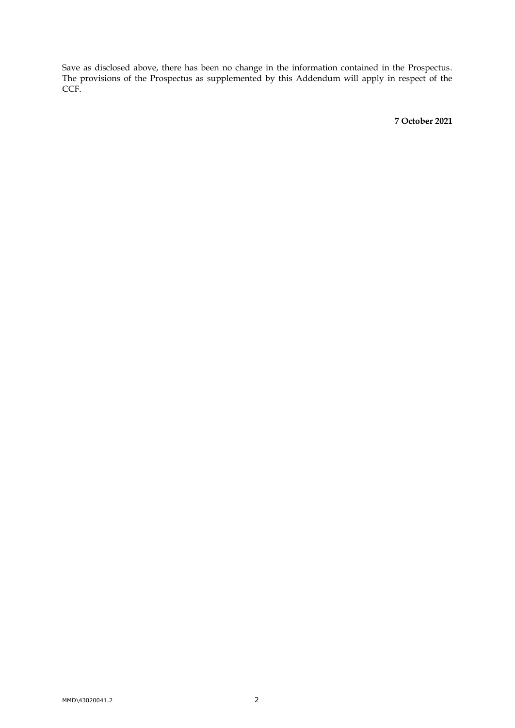Save as disclosed above, there has been no change in the information contained in the Prospectus. The provisions of the Prospectus as supplemented by this Addendum will apply in respect of the CCF.

**7 October 2021**